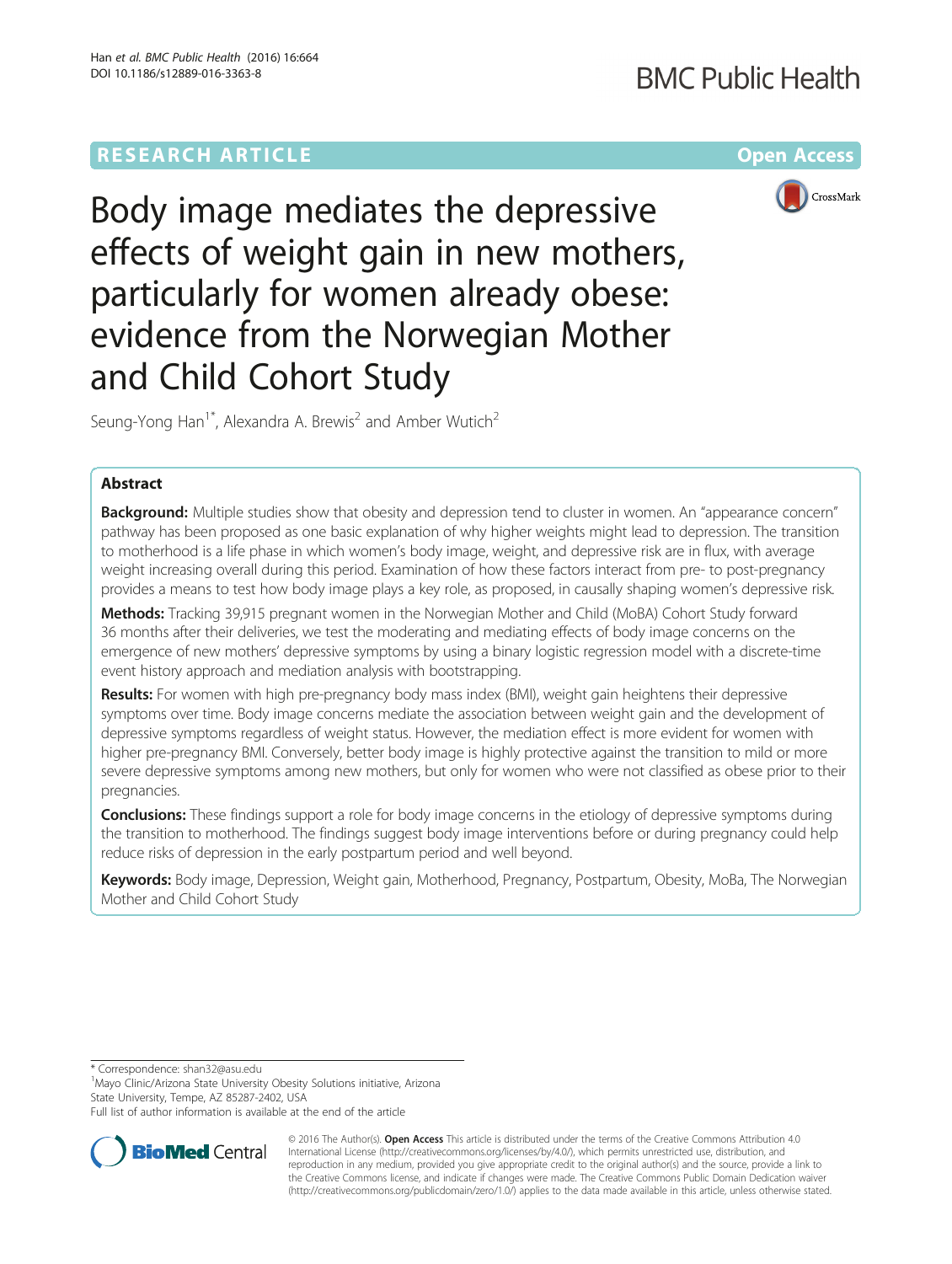# Body image mediates the depressive effects of weight gain in new mothers, particularly for women already obese: evidence from the Norwegian Mother and Child Cohort Study

Seung-Yong Han[1*], Alexandra A. Brewis[2] and Amber Wutich[2]

## Abstract

**Background:** Multiple studies show that obesity and depression tend to cluster in women. An "appearance concern" pathway has been proposed as one basic explanation of why higher weights might lead to depression. The transition to motherhood is a life phase in which women's body image, weight, and depressive risk are in flux, with average weight increasing overall during this period. Examination of how these factors interact from pre- to post-pregnancy provides a means to test how body image plays a key role, as proposed, in causally shaping women's depressive risk.

**Methods:** Tracking 39,915 pregnant women in the Norwegian Mother and Child (MoBA) Cohort Study forward 36 months after their deliveries, we test the moderating and mediating effects of body image concerns on the emergence of new mothers' depressive symptoms by using a binary logistic regression model with a discrete-time event history approach and mediation analysis with bootstrapping.

**Results:** For women with high pre-pregnancy body mass index (BMI), weight gain heightens their depressive symptoms over time. Body image concerns mediate the association between weight gain and the development of depressive symptoms regardless of weight status. However, the mediation effect is more evident for women with higher pre-pregnancy BMI. Conversely, better body image is highly protective against the transition to mild or more severe depressive symptoms among new mothers, but only for women who were not classified as obese prior to their pregnancies.

**Conclusions:** These findings support a role for body image concerns in the etiology of depressive symptoms during the transition to motherhood. The findings suggest body image interventions before or during pregnancy could help reduce risks of depression in the early postpartum period and well beyond.

**Keywords:** Body image, Depression, Weight gain, Motherhood, Pregnancy, Postpartum, Obesity, MoBa, The Norwegian Mother and Child Cohort Study

---

* Correspondence: shan32@asu.edu

[1]Mayo Clinic/Arizona State University Obesity Solutions initiative, Arizona State University, Tempe, AZ 85287-2402, USA

Full list of author information is available at the end of the article

© 2016 The Author(s). **Open Access** This article is distributed under the terms of the Creative Commons Attribution 4.0 International License (http://creativecommons.org/licenses/by/4.0/), which permits unrestricted use, distribution, and reproduction in any medium, provided you give appropriate credit to the original author(s) and the source, provide a link to the Creative Commons license, and indicate if changes were made. The Creative Commons Public Domain Dedication waiver (http://creativecommons.org/publicdomain/zero/1.0/) applies to the data made available in this article, unless otherwise stated.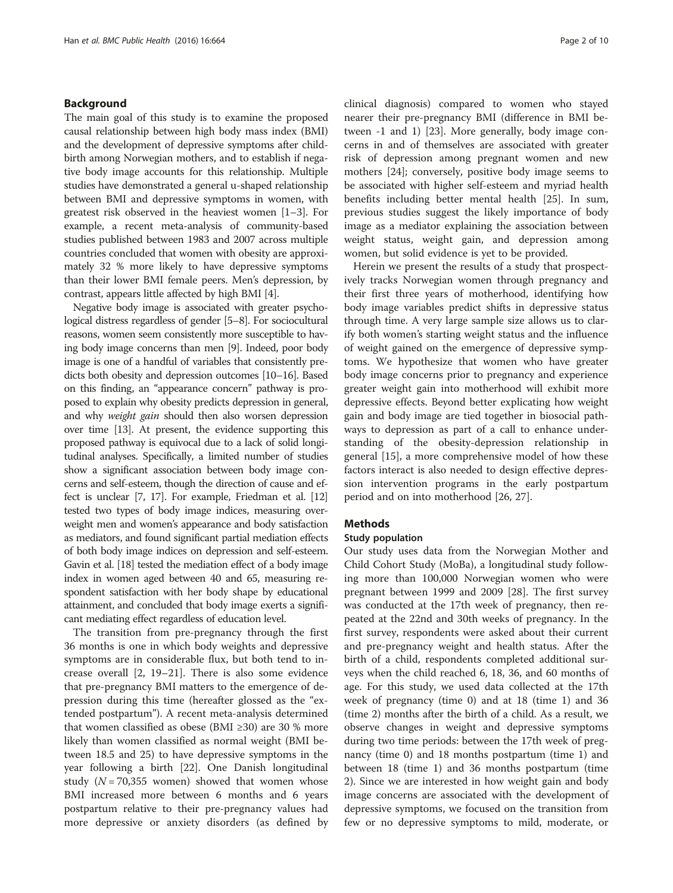## Background

The main goal of this study is to examine the proposed causal relationship between high body mass index (BMI) and the development of depressive symptoms after childbirth among Norwegian mothers, and to establish if negative body image accounts for this relationship. Multiple studies have demonstrated a general u-shaped relationship between BMI and depressive symptoms in women, with greatest risk observed in the heaviest women [1–3]. For example, a recent meta-analysis of community-based studies published between 1983 and 2007 across multiple countries concluded that women with obesity are approximately 32 % more likely to have depressive symptoms than their lower BMI female peers. Men's depression, by contrast, appears little affected by high BMI [4].

Negative body image is associated with greater psychological distress regardless of gender [5–8]. For sociocultural reasons, women seem consistently more susceptible to having body image concerns than men [9]. Indeed, poor body image is one of a handful of variables that consistently predicts both obesity and depression outcomes [10–16]. Based on this finding, an "appearance concern" pathway is proposed to explain why obesity predicts depression in general, and why *weight gain* should then also worsen depression over time [13]. At present, the evidence supporting this proposed pathway is equivocal due to a lack of solid longitudinal analyses. Specifically, a limited number of studies show a significant association between body image concerns and self-esteem, though the direction of cause and effect is unclear [7, 17]. For example, Friedman et al. [12] tested two types of body image indices, measuring overweight men and women's appearance and body satisfaction as mediators, and found significant partial mediation effects of both body image indices on depression and self-esteem. Gavin et al. [18] tested the mediation effect of a body image index in women aged between 40 and 65, measuring respondent satisfaction with her body shape by educational attainment, and concluded that body image exerts a significant mediating effect regardless of education level.

The transition from pre-pregnancy through the first 36 months is one in which body weights and depressive symptoms are in considerable flux, but both tend to increase overall [2, 19–21]. There is also some evidence that pre-pregnancy BMI matters to the emergence of depression during this time (hereafter glossed as the "extended postpartum"). A recent meta-analysis determined that women classified as obese (BMI ≥30) are 30 % more likely than women classified as normal weight (BMI between 18.5 and 25) to have depressive symptoms in the year following a birth [22]. One Danish longitudinal study ($N = 70{,}355$ women) showed that women whose BMI increased more between 6 months and 6 years postpartum relative to their pre-pregnancy values had more depressive or anxiety disorders (as defined by clinical diagnosis) compared to women who stayed nearer their pre-pregnancy BMI (difference in BMI between -1 and 1) [23]. More generally, body image concerns in and of themselves are associated with greater risk of depression among pregnant women and new mothers [24]; conversely, positive body image seems to be associated with higher self-esteem and myriad health benefits including better mental health [25]. In sum, previous studies suggest the likely importance of body image as a mediator explaining the association between weight status, weight gain, and depression among women, but solid evidence is yet to be provided.

Herein we present the results of a study that prospectively tracks Norwegian women through pregnancy and their first three years of motherhood, identifying how body image variables predict shifts in depressive status through time. A very large sample size allows us to clarify both women's starting weight status and the influence of weight gained on the emergence of depressive symptoms. We hypothesize that women who have greater body image concerns prior to pregnancy and experience greater weight gain into motherhood will exhibit more depressive effects. Beyond better explicating how weight gain and body image are tied together in biosocial pathways to depression as part of a call to enhance understanding of the obesity-depression relationship in general [15], a more comprehensive model of how these factors interact is also needed to design effective depression intervention programs in the early postpartum period and on into motherhood [26, 27].

## Methods

### Study population

Our study uses data from the Norwegian Mother and Child Cohort Study (MoBa), a longitudinal study following more than 100,000 Norwegian women who were pregnant between 1999 and 2009 [28]. The first survey was conducted at the 17th week of pregnancy, then repeated at the 22nd and 30th weeks of pregnancy. In the first survey, respondents were asked about their current and pre-pregnancy weight and health status. After the birth of a child, respondents completed additional surveys when the child reached 6, 18, 36, and 60 months of age. For this study, we used data collected at the 17th week of pregnancy (time 0) and at 18 (time 1) and 36 (time 2) months after the birth of a child. As a result, we observe changes in weight and depressive symptoms during two time periods: between the 17th week of pregnancy (time 0) and 18 months postpartum (time 1) and between 18 (time 1) and 36 months postpartum (time 2). Since we are interested in how weight gain and body image concerns are associated with the development of depressive symptoms, we focused on the transition from few or no depressive symptoms to mild, moderate, or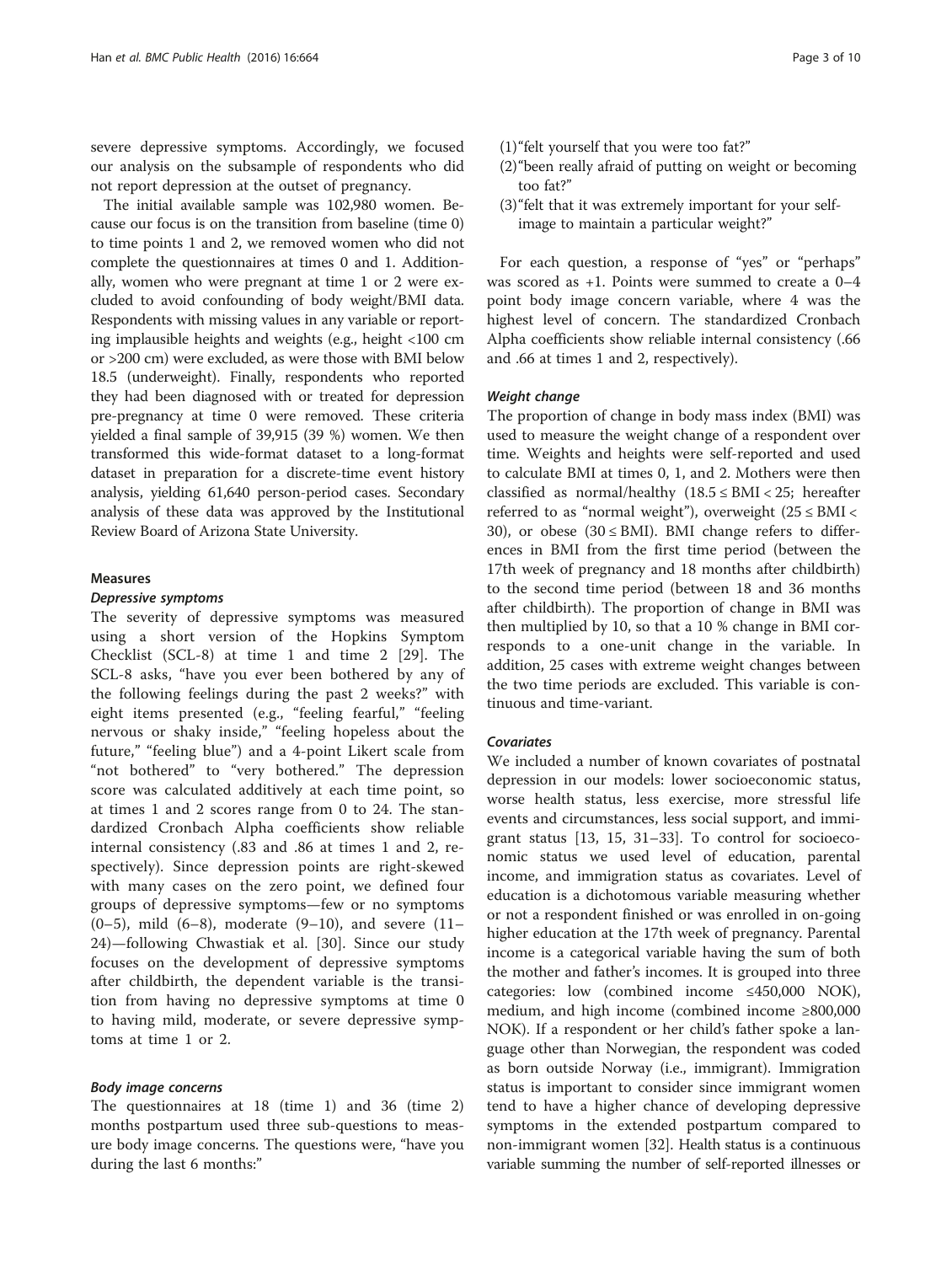severe depressive symptoms. Accordingly, we focused our analysis on the subsample of respondents who did not report depression at the outset of pregnancy.

The initial available sample was 102,980 women. Because our focus is on the transition from baseline (time 0) to time points 1 and 2, we removed women who did not complete the questionnaires at times 0 and 1. Additionally, women who were pregnant at time 1 or 2 were excluded to avoid confounding of body weight/BMI data. Respondents with missing values in any variable or reporting implausible heights and weights (e.g., height <100 cm or >200 cm) were excluded, as were those with BMI below 18.5 (underweight). Finally, respondents who reported they had been diagnosed with or treated for depression pre-pregnancy at time 0 were removed. These criteria yielded a final sample of 39,915 (39 %) women. We then transformed this wide-format dataset to a long-format dataset in preparation for a discrete-time event history analysis, yielding 61,640 person-period cases. Secondary analysis of these data was approved by the Institutional Review Board of Arizona State University.

## Measures

### *Depressive symptoms*

The severity of depressive symptoms was measured using a short version of the Hopkins Symptom Checklist (SCL-8) at time 1 and time 2 [29]. The SCL-8 asks, "have you ever been bothered by any of the following feelings during the past 2 weeks?" with eight items presented (e.g., "feeling fearful," "feeling nervous or shaky inside," "feeling hopeless about the future," "feeling blue") and a 4-point Likert scale from "not bothered" to "very bothered." The depression score was calculated additively at each time point, so at times 1 and 2 scores range from 0 to 24. The standardized Cronbach Alpha coefficients show reliable internal consistency (.83 and .86 at times 1 and 2, respectively). Since depression points are right-skewed with many cases on the zero point, we defined four groups of depressive symptoms—few or no symptoms (0–5), mild (6–8), moderate (9–10), and severe (11–24)—following Chwastiak et al. [30]. Since our study focuses on the development of depressive symptoms after childbirth, the dependent variable is the transition from having no depressive symptoms at time 0 to having mild, moderate, or severe depressive symptoms at time 1 or 2.

### *Body image concerns*

The questionnaires at 18 (time 1) and 36 (time 2) months postpartum used three sub-questions to measure body image concerns. The questions were, "have you during the last 6 months:"

(1) "felt yourself that you were too fat?"
(2) "been really afraid of putting on weight or becoming too fat?"
(3) "felt that it was extremely important for your self-image to maintain a particular weight?"

For each question, a response of "yes" or "perhaps" was scored as +1. Points were summed to create a 0–4 point body image concern variable, where 4 was the highest level of concern. The standardized Cronbach Alpha coefficients show reliable internal consistency (.66 and .66 at times 1 and 2, respectively).

### *Weight change*

The proportion of change in body mass index (BMI) was used to measure the weight change of a respondent over time. Weights and heights were self-reported and used to calculate BMI at times 0, 1, and 2. Mothers were then classified as normal/healthy ($18.5 \leq \text{BMI} < 25$; hereafter referred to as "normal weight"), overweight ($25 \leq \text{BMI} < 30$), or obese ($30 \leq \text{BMI}$). BMI change refers to differences in BMI from the first time period (between the 17th week of pregnancy and 18 months after childbirth) to the second time period (between 18 and 36 months after childbirth). The proportion of change in BMI was then multiplied by 10, so that a 10 % change in BMI corresponds to a one-unit change in the variable. In addition, 25 cases with extreme weight changes between the two time periods are excluded. This variable is continuous and time-variant.

### *Covariates*

We included a number of known covariates of postnatal depression in our models: lower socioeconomic status, worse health status, less exercise, more stressful life events and circumstances, less social support, and immigrant status [13, 15, 31–33]. To control for socioeconomic status we used level of education, parental income, and immigration status as covariates. Level of education is a dichotomous variable measuring whether or not a respondent finished or was enrolled in on-going higher education at the 17th week of pregnancy. Parental income is a categorical variable having the sum of both the mother and father's incomes. It is grouped into three categories: low (combined income ≤450,000 NOK), medium, and high income (combined income ≥800,000 NOK). If a respondent or her child's father spoke a language other than Norwegian, the respondent was coded as born outside Norway (i.e., immigrant). Immigration status is important to consider since immigrant women tend to have a higher chance of developing depressive symptoms in the extended postpartum compared to non-immigrant women [32]. Health status is a continuous variable summing the number of self-reported illnesses or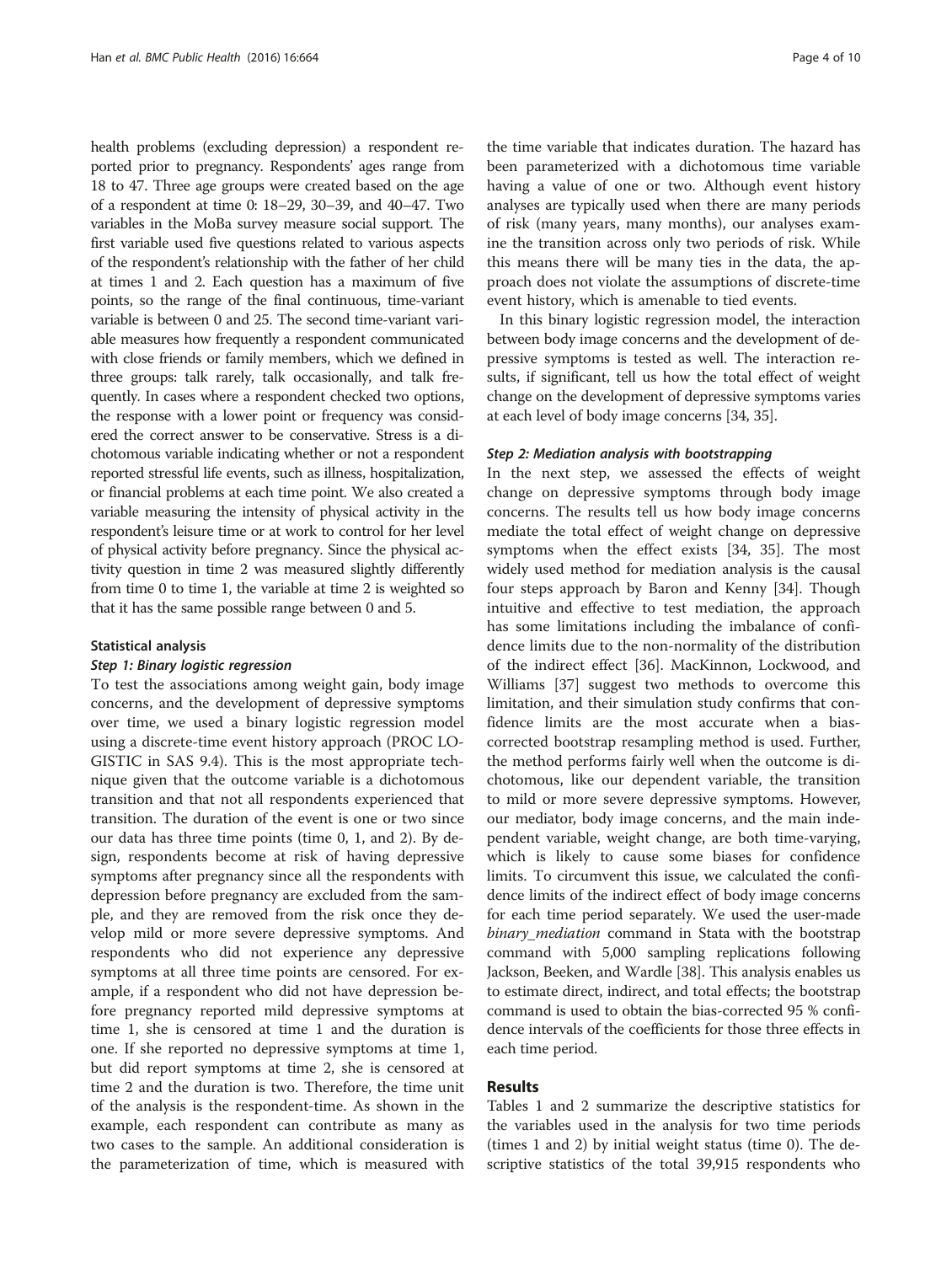health problems (excluding depression) a respondent reported prior to pregnancy. Respondents' ages range from 18 to 47. Three age groups were created based on the age of a respondent at time 0: 18–29, 30–39, and 40–47. Two variables in the MoBa survey measure social support. The first variable used five questions related to various aspects of the respondent's relationship with the father of her child at times 1 and 2. Each question has a maximum of five points, so the range of the final continuous, time-variant variable is between 0 and 25. The second time-variant variable measures how frequently a respondent communicated with close friends or family members, which we defined in three groups: talk rarely, talk occasionally, and talk frequently. In cases where a respondent checked two options, the response with a lower point or frequency was considered the correct answer to be conservative. Stress is a dichotomous variable indicating whether or not a respondent reported stressful life events, such as illness, hospitalization, or financial problems at each time point. We also created a variable measuring the intensity of physical activity in the respondent's leisure time or at work to control for her level of physical activity before pregnancy. Since the physical activity question in time 2 was measured slightly differently from time 0 to time 1, the variable at time 2 is weighted so that it has the same possible range between 0 and 5.

### Statistical analysis

#### *Step 1: Binary logistic regression*

To test the associations among weight gain, body image concerns, and the development of depressive symptoms over time, we used a binary logistic regression model using a discrete-time event history approach (PROC LOGISTIC in SAS 9.4). This is the most appropriate technique given that the outcome variable is a dichotomous transition and that not all respondents experienced that transition. The duration of the event is one or two since our data has three time points (time 0, 1, and 2). By design, respondents become at risk of having depressive symptoms after pregnancy since all the respondents with depression before pregnancy are excluded from the sample, and they are removed from the risk once they develop mild or more severe depressive symptoms. And respondents who did not experience any depressive symptoms at all three time points are censored. For example, if a respondent who did not have depression before pregnancy reported mild depressive symptoms at time 1, she is censored at time 1 and the duration is one. If she reported no depressive symptoms at time 1, but did report symptoms at time 2, she is censored at time 2 and the duration is two. Therefore, the time unit of the analysis is the respondent-time. As shown in the example, each respondent can contribute as many as two cases to the sample. An additional consideration is the parameterization of time, which is measured with the time variable that indicates duration. The hazard has been parameterized with a dichotomous time variable having a value of one or two. Although event history analyses are typically used when there are many periods of risk (many years, many months), our analyses examine the transition across only two periods of risk. While this means there will be many ties in the data, the approach does not violate the assumptions of discrete-time event history, which is amenable to tied events.

In this binary logistic regression model, the interaction between body image concerns and the development of depressive symptoms is tested as well. The interaction results, if significant, tell us how the total effect of weight change on the development of depressive symptoms varies at each level of body image concerns [34, 35].

#### *Step 2: Mediation analysis with bootstrapping*

In the next step, we assessed the effects of weight change on depressive symptoms through body image concerns. The results tell us how body image concerns mediate the total effect of weight change on depressive symptoms when the effect exists [34, 35]. The most widely used method for mediation analysis is the causal four steps approach by Baron and Kenny [34]. Though intuitive and effective to test mediation, the approach has some limitations including the imbalance of confidence limits due to the non-normality of the distribution of the indirect effect [36]. MacKinnon, Lockwood, and Williams [37] suggest two methods to overcome this limitation, and their simulation study confirms that confidence limits are the most accurate when a bias-corrected bootstrap resampling method is used. Further, the method performs fairly well when the outcome is dichotomous, like our dependent variable, the transition to mild or more severe depressive symptoms. However, our mediator, body image concerns, and the main independent variable, weight change, are both time-varying, which is likely to cause some biases for confidence limits. To circumvent this issue, we calculated the confidence limits of the indirect effect of body image concerns for each time period separately. We used the user-made *binary_mediation* command in Stata with the bootstrap command with 5,000 sampling replications following Jackson, Beeken, and Wardle [38]. This analysis enables us to estimate direct, indirect, and total effects; the bootstrap command is used to obtain the bias-corrected 95 % confidence intervals of the coefficients for those three effects in each time period.

## Results

Tables 1 and 2 summarize the descriptive statistics for the variables used in the analysis for two time periods (times 1 and 2) by initial weight status (time 0). The descriptive statistics of the total 39,915 respondents who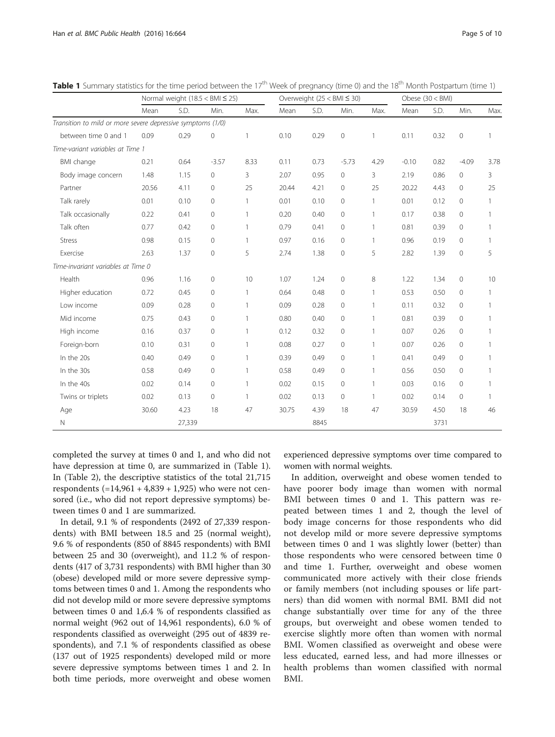**Table 1** Summary statistics for the time period between the 17th Week of pregnancy (time 0) and the 18th Month Postpartum (time 1)

| | Normal weight (18.5 < BMI ≤ 25) | | | | Overweight (25 < BMI ≤ 30) | | | | Obese (30 < BMI) | | | |
|---|---|---|---|---|---|---|---|---|---|---|---|---|
| | Mean | S.D. | Min. | Max. | Mean | S.D. | Min. | Max. | Mean | S.D. | Min. | Max. |
| *Transition to mild or more severe depressive symptoms (1/0)* | | | | | | | | | | | | |
| between time 0 and 1 | 0.09 | 0.29 | 0 | 1 | 0.10 | 0.29 | 0 | 1 | 0.11 | 0.32 | 0 | 1 |
| *Time-variant variables at Time 1* | | | | | | | | | | | | |
| BMI change | 0.21 | 0.64 | -3.57 | 8.33 | 0.11 | 0.73 | -5.73 | 4.29 | -0.10 | 0.82 | -4.09 | 3.78 |
| Body image concern | 1.48 | 1.15 | 0 | 3 | 2.07 | 0.95 | 0 | 3 | 2.19 | 0.86 | 0 | 3 |
| Partner | 20.56 | 4.11 | 0 | 25 | 20.44 | 4.21 | 0 | 25 | 20.22 | 4.43 | 0 | 25 |
| Talk rarely | 0.01 | 0.10 | 0 | 1 | 0.01 | 0.10 | 0 | 1 | 0.01 | 0.12 | 0 | 1 |
| Talk occasionally | 0.22 | 0.41 | 0 | 1 | 0.20 | 0.40 | 0 | 1 | 0.17 | 0.38 | 0 | 1 |
| Talk often | 0.77 | 0.42 | 0 | 1 | 0.79 | 0.41 | 0 | 1 | 0.81 | 0.39 | 0 | 1 |
| Stress | 0.98 | 0.15 | 0 | 1 | 0.97 | 0.16 | 0 | 1 | 0.96 | 0.19 | 0 | 1 |
| Exercise | 2.63 | 1.37 | 0 | 5 | 2.74 | 1.38 | 0 | 5 | 2.82 | 1.39 | 0 | 5 |
| *Time-invariant variables at Time 0* | | | | | | | | | | | | |
| Health | 0.96 | 1.16 | 0 | 10 | 1.07 | 1.24 | 0 | 8 | 1.22 | 1.34 | 0 | 10 |
| Higher education | 0.72 | 0.45 | 0 | 1 | 0.64 | 0.48 | 0 | 1 | 0.53 | 0.50 | 0 | 1 |
| Low income | 0.09 | 0.28 | 0 | 1 | 0.09 | 0.28 | 0 | 1 | 0.11 | 0.32 | 0 | 1 |
| Mid income | 0.75 | 0.43 | 0 | 1 | 0.80 | 0.40 | 0 | 1 | 0.81 | 0.39 | 0 | 1 |
| High income | 0.16 | 0.37 | 0 | 1 | 0.12 | 0.32 | 0 | 1 | 0.07 | 0.26 | 0 | 1 |
| Foreign-born | 0.10 | 0.31 | 0 | 1 | 0.08 | 0.27 | 0 | 1 | 0.07 | 0.26 | 0 | 1 |
| In the 20s | 0.40 | 0.49 | 0 | 1 | 0.39 | 0.49 | 0 | 1 | 0.41 | 0.49 | 0 | 1 |
| In the 30s | 0.58 | 0.49 | 0 | 1 | 0.58 | 0.49 | 0 | 1 | 0.56 | 0.50 | 0 | 1 |
| In the 40s | 0.02 | 0.14 | 0 | 1 | 0.02 | 0.15 | 0 | 1 | 0.03 | 0.16 | 0 | 1 |
| Twins or triplets | 0.02 | 0.13 | 0 | 1 | 0.02 | 0.13 | 0 | 1 | 0.02 | 0.14 | 0 | 1 |
| Age | 30.60 | 4.23 | 18 | 47 | 30.75 | 4.39 | 18 | 47 | 30.59 | 4.50 | 18 | 46 |
| N | | 27,339 | | | | 8845 | | | | 3731 | | |

completed the survey at times 0 and 1, and who did not have depression at time 0, are summarized in (Table 1). In (Table 2), the descriptive statistics of the total 21,715 respondents (=14,961 + 4,839 + 1,925) who were not censored (i.e., who did not report depressive symptoms) between times 0 and 1 are summarized.

In detail, 9.1 % of respondents (2492 of 27,339 respondents) with BMI between 18.5 and 25 (normal weight), 9.6 % of respondents (850 of 8845 respondents) with BMI between 25 and 30 (overweight), and 11.2 % of respondents (417 of 3,731 respondents) with BMI higher than 30 (obese) developed mild or more severe depressive symptoms between times 0 and 1. Among the respondents who did not develop mild or more severe depressive symptoms between times 0 and 1,6.4 % of respondents classified as normal weight (962 out of 14,961 respondents), 6.0 % of respondents classified as overweight (295 out of 4839 respondents), and 7.1 % of respondents classified as obese (137 out of 1925 respondents) developed mild or more severe depressive symptoms between times 1 and 2. In both time periods, more overweight and obese women experienced depressive symptoms over time compared to women with normal weights.

In addition, overweight and obese women tended to have poorer body image than women with normal BMI between times 0 and 1. This pattern was repeated between times 1 and 2, though the level of body image concerns for those respondents who did not develop mild or more severe depressive symptoms between times 0 and 1 was slightly lower (better) than those respondents who were censored between time 0 and time 1. Further, overweight and obese women communicated more actively with their close friends or family members (not including spouses or life partners) than did women with normal BMI. BMI did not change substantially over time for any of the three groups, but overweight and obese women tended to exercise slightly more often than women with normal BMI. Women classified as overweight and obese were less educated, earned less, and had more illnesses or health problems than women classified with normal BMI.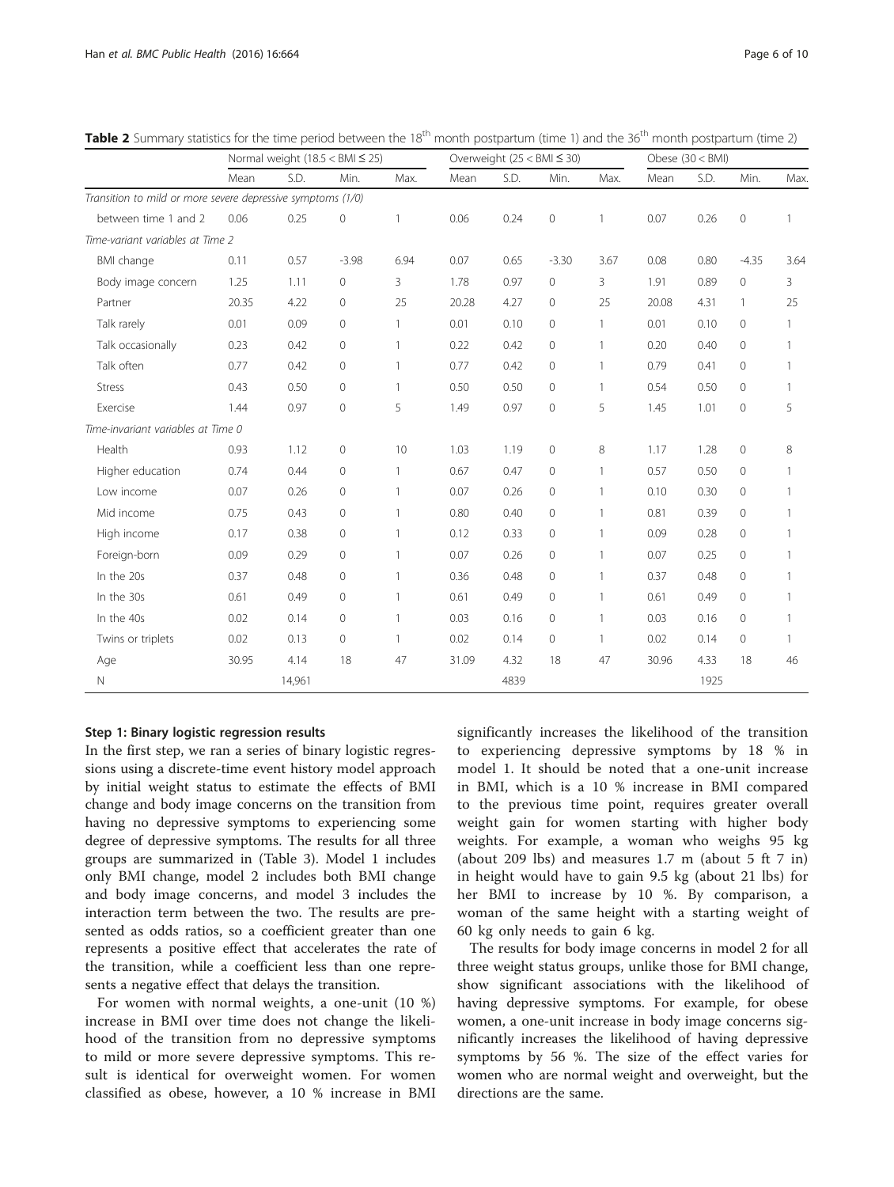**Table 2** Summary statistics for the time period between the 18th month postpartum (time 1) and the 36th month postpartum (time 2)

| | Normal weight (18.5 < BMI ≤ 25) | | | | Overweight (25 < BMI ≤ 30) | | | | Obese (30 < BMI) | | | |
|---|---|---|---|---|---|---|---|---|---|---|---|---|
| | Mean | S.D. | Min. | Max. | Mean | S.D. | Min. | Max. | Mean | S.D. | Min. | Max. |
| *Transition to mild or more severe depressive symptoms (1/0)* | | | | | | | | | | | | |
| between time 1 and 2 | 0.06 | 0.25 | 0 | 1 | 0.06 | 0.24 | 0 | 1 | 0.07 | 0.26 | 0 | 1 |
| *Time-variant variables at Time 2* | | | | | | | | | | | | |
| BMI change | 0.11 | 0.57 | -3.98 | 6.94 | 0.07 | 0.65 | -3.30 | 3.67 | 0.08 | 0.80 | -4.35 | 3.64 |
| Body image concern | 1.25 | 1.11 | 0 | 3 | 1.78 | 0.97 | 0 | 3 | 1.91 | 0.89 | 0 | 3 |
| Partner | 20.35 | 4.22 | 0 | 25 | 20.28 | 4.27 | 0 | 25 | 20.08 | 4.31 | 1 | 25 |
| Talk rarely | 0.01 | 0.09 | 0 | 1 | 0.01 | 0.10 | 0 | 1 | 0.01 | 0.10 | 0 | 1 |
| Talk occasionally | 0.23 | 0.42 | 0 | 1 | 0.22 | 0.42 | 0 | 1 | 0.20 | 0.40 | 0 | 1 |
| Talk often | 0.77 | 0.42 | 0 | 1 | 0.77 | 0.42 | 0 | 1 | 0.79 | 0.41 | 0 | 1 |
| Stress | 0.43 | 0.50 | 0 | 1 | 0.50 | 0.50 | 0 | 1 | 0.54 | 0.50 | 0 | 1 |
| Exercise | 1.44 | 0.97 | 0 | 5 | 1.49 | 0.97 | 0 | 5 | 1.45 | 1.01 | 0 | 5 |
| *Time-invariant variables at Time 0* | | | | | | | | | | | | |
| Health | 0.93 | 1.12 | 0 | 10 | 1.03 | 1.19 | 0 | 8 | 1.17 | 1.28 | 0 | 8 |
| Higher education | 0.74 | 0.44 | 0 | 1 | 0.67 | 0.47 | 0 | 1 | 0.57 | 0.50 | 0 | 1 |
| Low income | 0.07 | 0.26 | 0 | 1 | 0.07 | 0.26 | 0 | 1 | 0.10 | 0.30 | 0 | 1 |
| Mid income | 0.75 | 0.43 | 0 | 1 | 0.80 | 0.40 | 0 | 1 | 0.81 | 0.39 | 0 | 1 |
| High income | 0.17 | 0.38 | 0 | 1 | 0.12 | 0.33 | 0 | 1 | 0.09 | 0.28 | 0 | 1 |
| Foreign-born | 0.09 | 0.29 | 0 | 1 | 0.07 | 0.26 | 0 | 1 | 0.07 | 0.25 | 0 | 1 |
| In the 20s | 0.37 | 0.48 | 0 | 1 | 0.36 | 0.48 | 0 | 1 | 0.37 | 0.48 | 0 | 1 |
| In the 30s | 0.61 | 0.49 | 0 | 1 | 0.61 | 0.49 | 0 | 1 | 0.61 | 0.49 | 0 | 1 |
| In the 40s | 0.02 | 0.14 | 0 | 1 | 0.03 | 0.16 | 0 | 1 | 0.03 | 0.16 | 0 | 1 |
| Twins or triplets | 0.02 | 0.13 | 0 | 1 | 0.02 | 0.14 | 0 | 1 | 0.02 | 0.14 | 0 | 1 |
| Age | 30.95 | 4.14 | 18 | 47 | 31.09 | 4.32 | 18 | 47 | 30.96 | 4.33 | 18 | 46 |
| N | | 14,961 | | | | 4839 | | | | 1925 | | |

### Step 1: Binary logistic regression results

In the first step, we ran a series of binary logistic regressions using a discrete-time event history model approach by initial weight status to estimate the effects of BMI change and body image concerns on the transition from having no depressive symptoms to experiencing some degree of depressive symptoms. The results for all three groups are summarized in (Table 3). Model 1 includes only BMI change, model 2 includes both BMI change and body image concerns, and model 3 includes the interaction term between the two. The results are presented as odds ratios, so a coefficient greater than one represents a positive effect that accelerates the rate of the transition, while a coefficient less than one represents a negative effect that delays the transition.

For women with normal weights, a one-unit (10 %) increase in BMI over time does not change the likelihood of the transition from no depressive symptoms to mild or more severe depressive symptoms. This result is identical for overweight women. For women classified as obese, however, a 10 % increase in BMI significantly increases the likelihood of the transition to experiencing depressive symptoms by 18 % in model 1. It should be noted that a one-unit increase in BMI, which is a 10 % increase in BMI compared to the previous time point, requires greater overall weight gain for women starting with higher body weights. For example, a woman who weighs 95 kg (about 209 lbs) and measures 1.7 m (about 5 ft 7 in) in height would have to gain 9.5 kg (about 21 lbs) for her BMI to increase by 10 %. By comparison, a woman of the same height with a starting weight of 60 kg only needs to gain 6 kg.

The results for body image concerns in model 2 for all three weight status groups, unlike those for BMI change, show significant associations with the likelihood of having depressive symptoms. For example, for obese women, a one-unit increase in body image concerns significantly increases the likelihood of having depressive symptoms by 56 %. The size of the effect varies for women who are normal weight and overweight, but the directions are the same.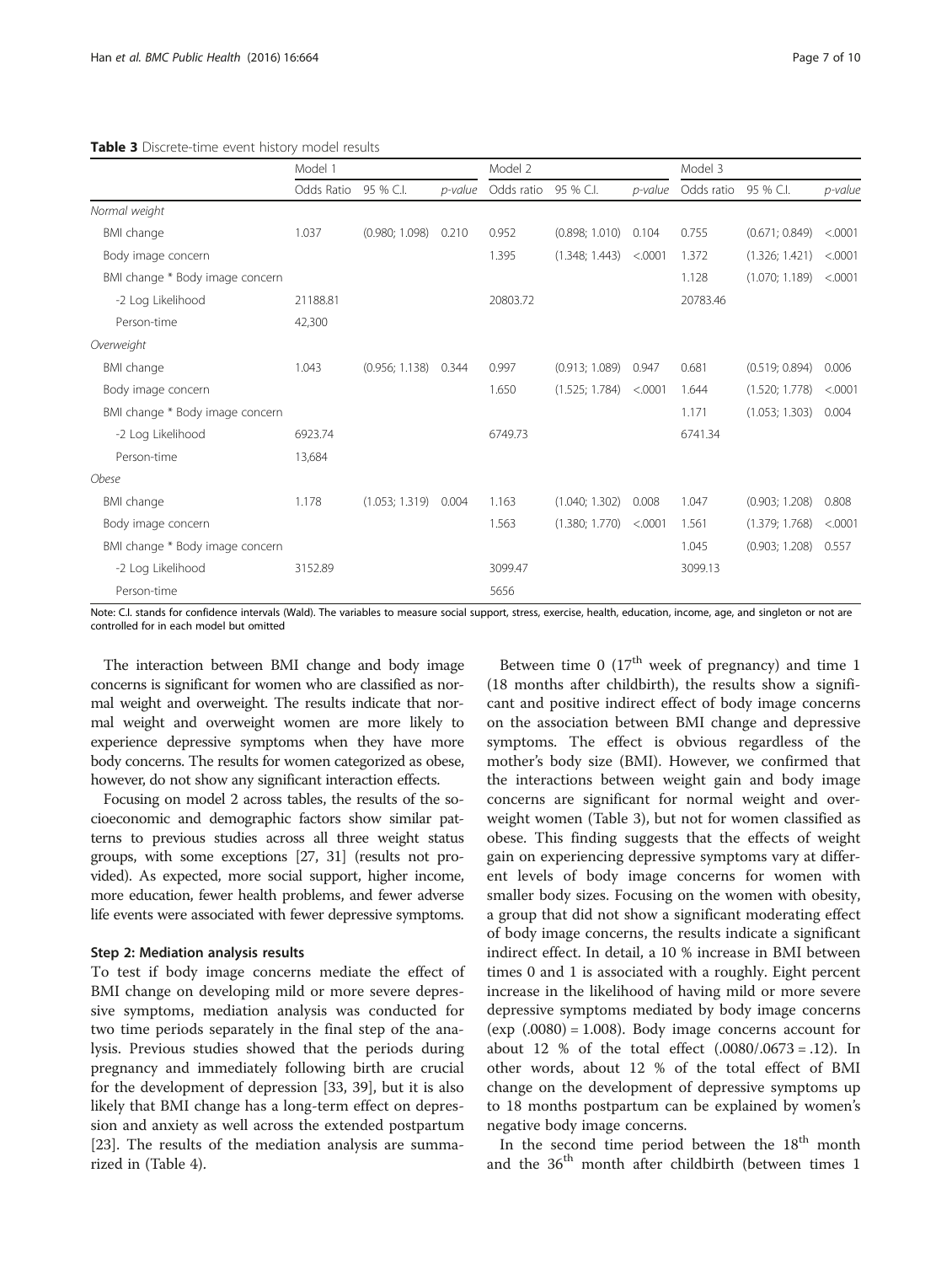**Table 3** Discrete-time event history model results

| | Model 1 | | | Model 2 | | | Model 3 | | |
|---|---|---|---|---|---|---|---|---|---|
| | Odds Ratio | 95 % C.I. | *p-value* | Odds ratio | 95 % C.I. | *p-value* | Odds ratio | 95 % C.I. | *p-value* |
| *Normal weight* | | | | | | | | | |
| BMI change | 1.037 | (0.980; 1.098) | 0.210 | 0.952 | (0.898; 1.010) | 0.104 | 0.755 | (0.671; 0.849) | <.0001 |
| Body image concern | | | | 1.395 | (1.348; 1.443) | <.0001 | 1.372 | (1.326; 1.421) | <.0001 |
| BMI change * Body image concern | | | | | | | 1.128 | (1.070; 1.189) | <.0001 |
| -2 Log Likelihood | 21188.81 | | | 20803.72 | | | 20783.46 | | |
| Person-time | 42,300 | | | | | | | | |
| *Overweight* | | | | | | | | | |
| BMI change | 1.043 | (0.956; 1.138) | 0.344 | 0.997 | (0.913; 1.089) | 0.947 | 0.681 | (0.519; 0.894) | 0.006 |
| Body image concern | | | | 1.650 | (1.525; 1.784) | <.0001 | 1.644 | (1.520; 1.778) | <.0001 |
| BMI change * Body image concern | | | | | | | 1.171 | (1.053; 1.303) | 0.004 |
| -2 Log Likelihood | 6923.74 | | | 6749.73 | | | 6741.34 | | |
| Person-time | 13,684 | | | | | | | | |
| *Obese* | | | | | | | | | |
| BMI change | 1.178 | (1.053; 1.319) | 0.004 | 1.163 | (1.040; 1.302) | 0.008 | 1.047 | (0.903; 1.208) | 0.808 |
| Body image concern | | | | 1.563 | (1.380; 1.770) | <.0001 | 1.561 | (1.379; 1.768) | <.0001 |
| BMI change * Body image concern | | | | | | | 1.045 | (0.903; 1.208) | 0.557 |
| -2 Log Likelihood | 3152.89 | | | 3099.47 | | | 3099.13 | | |
| Person-time | | | | 5656 | | | | | |

Note: C.I. stands for confidence intervals (Wald). The variables to measure social support, stress, exercise, health, education, income, age, and singleton or not are controlled for in each model but omitted

The interaction between BMI change and body image concerns is significant for women who are classified as normal weight and overweight. The results indicate that normal weight and overweight women are more likely to experience depressive symptoms when they have more body concerns. The results for women categorized as obese, however, do not show any significant interaction effects.

Focusing on model 2 across tables, the results of the socioeconomic and demographic factors show similar patterns to previous studies across all three weight status groups, with some exceptions [27, 31] (results not provided). As expected, more social support, higher income, more education, fewer health problems, and fewer adverse life events were associated with fewer depressive symptoms.

#### Step 2: Mediation analysis results

To test if body image concerns mediate the effect of BMI change on developing mild or more severe depressive symptoms, mediation analysis was conducted for two time periods separately in the final step of the analysis. Previous studies showed that the periods during pregnancy and immediately following birth are crucial for the development of depression [33, 39], but it is also likely that BMI change has a long-term effect on depression and anxiety as well across the extended postpartum [23]. The results of the mediation analysis are summarized in (Table 4).

Between time 0 ($17^{th}$ week of pregnancy) and time 1 (18 months after childbirth), the results show a significant and positive indirect effect of body image concerns on the association between BMI change and depressive symptoms. The effect is obvious regardless of the mother's body size (BMI). However, we confirmed that the interactions between weight gain and body image concerns are significant for normal weight and overweight women (Table 3), but not for women classified as obese. This finding suggests that the effects of weight gain on experiencing depressive symptoms vary at different levels of body image concerns for women with smaller body sizes. Focusing on the women with obesity, a group that did not show a significant moderating effect of body image concerns, the results indicate a significant indirect effect. In detail, a 10 % increase in BMI between times 0 and 1 is associated with a roughly. Eight percent increase in the likelihood of having mild or more severe depressive symptoms mediated by body image concerns ($\exp(.0080) = 1.008$). Body image concerns account for about 12 % of the total effect ($.0080/.0673 = .12$). In other words, about 12 % of the total effect of BMI change on the development of depressive symptoms up to 18 months postpartum can be explained by women's negative body image concerns.

In the second time period between the $18^{th}$ month and the $36^{th}$ month after childbirth (between times 1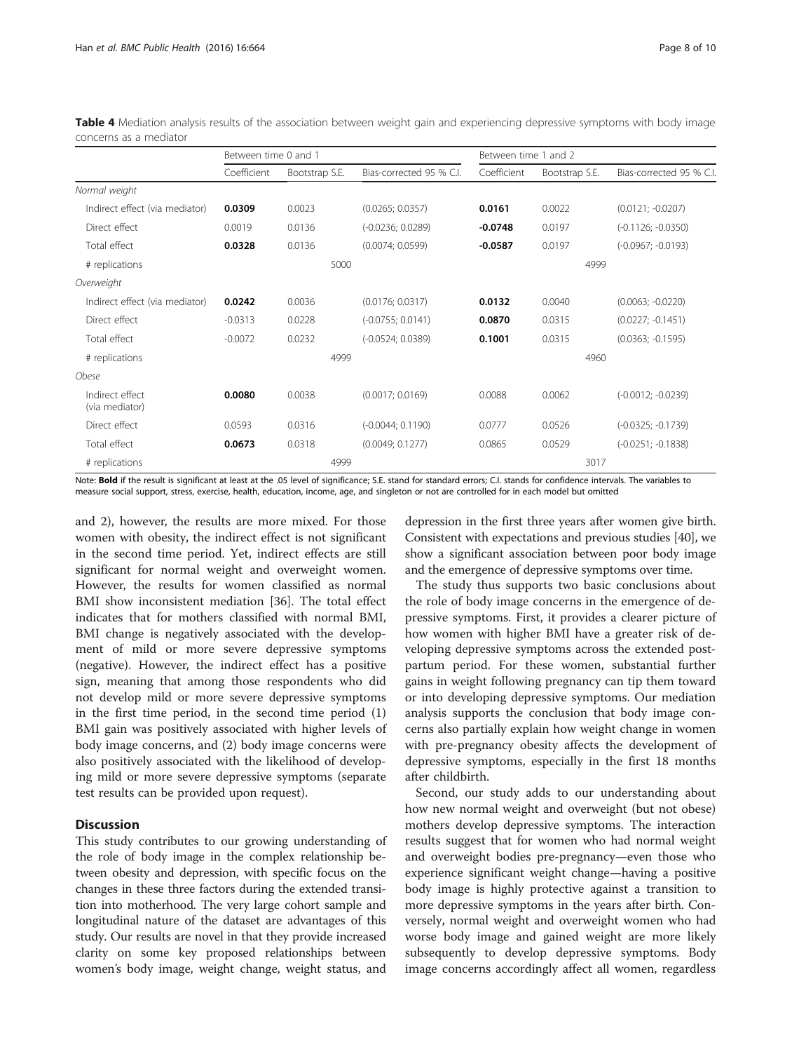**Table 4** Mediation analysis results of the association between weight gain and experiencing depressive symptoms with body image concerns as a mediator

| | Between time 0 and 1 | | | Between time 1 and 2 | | |
|---|---|---|---|---|---|---|
| | Coefficient | Bootstrap S.E. | Bias-corrected 95 % C.I. | Coefficient | Bootstrap S.E. | Bias-corrected 95 % C.I. |
| *Normal weight* | | | | | | |
| Indirect effect (via mediator) | **0.0309** | 0.0023 | (0.0265; 0.0357) | **0.0161** | 0.0022 | (0.0121; -0.0207) |
| Direct effect | 0.0019 | 0.0136 | (-0.0236; 0.0289) | **-0.0748** | 0.0197 | (-0.1126; -0.0350) |
| Total effect | **0.0328** | 0.0136 | (0.0074; 0.0599) | **-0.0587** | 0.0197 | (-0.0967; -0.0193) |
| # replications | | 5000 | | | 4999 | |
| *Overweight* | | | | | | |
| Indirect effect (via mediator) | **0.0242** | 0.0036 | (0.0176; 0.0317) | **0.0132** | 0.0040 | (0.0063; -0.0220) |
| Direct effect | -0.0313 | 0.0228 | (-0.0755; 0.0141) | **0.0870** | 0.0315 | (0.0227; -0.1451) |
| Total effect | -0.0072 | 0.0232 | (-0.0524; 0.0389) | **0.1001** | 0.0315 | (0.0363; -0.1595) |
| # replications | | 4999 | | | 4960 | |
| *Obese* | | | | | | |
| Indirect effect (via mediator) | **0.0080** | 0.0038 | (0.0017; 0.0169) | 0.0088 | 0.0062 | (-0.0012; -0.0239) |
| Direct effect | 0.0593 | 0.0316 | (-0.0044; 0.1190) | 0.0777 | 0.0526 | (-0.0325; -0.1739) |
| Total effect | **0.0673** | 0.0318 | (0.0049; 0.1277) | 0.0865 | 0.0529 | (-0.0251; -0.1838) |
| # replications | | 4999 | | | 3017 | |

Note: **Bold** if the result is significant at least at the .05 level of significance; S.E. stand for standard errors; C.I. stands for confidence intervals. The variables to measure social support, stress, exercise, health, education, income, age, and singleton or not are controlled for in each model but omitted

and 2), however, the results are more mixed. For those women with obesity, the indirect effect is not significant in the second time period. Yet, indirect effects are still significant for normal weight and overweight women. However, the results for women classified as normal BMI show inconsistent mediation [36]. The total effect indicates that for mothers classified with normal BMI, BMI change is negatively associated with the development of mild or more severe depressive symptoms (negative). However, the indirect effect has a positive sign, meaning that among those respondents who did not develop mild or more severe depressive symptoms in the first time period, in the second time period (1) BMI gain was positively associated with higher levels of body image concerns, and (2) body image concerns were also positively associated with the likelihood of developing mild or more severe depressive symptoms (separate test results can be provided upon request).

## Discussion

This study contributes to our growing understanding of the role of body image in the complex relationship between obesity and depression, with specific focus on the changes in these three factors during the extended transition into motherhood. The very large cohort sample and longitudinal nature of the dataset are advantages of this study. Our results are novel in that they provide increased clarity on some key proposed relationships between women's body image, weight change, weight status, and depression in the first three years after women give birth. Consistent with expectations and previous studies [40], we show a significant association between poor body image and the emergence of depressive symptoms over time.

The study thus supports two basic conclusions about the role of body image concerns in the emergence of depressive symptoms. First, it provides a clearer picture of how women with higher BMI have a greater risk of developing depressive symptoms across the extended postpartum period. For these women, substantial further gains in weight following pregnancy can tip them toward or into developing depressive symptoms. Our mediation analysis supports the conclusion that body image concerns also partially explain how weight change in women with pre-pregnancy obesity affects the development of depressive symptoms, especially in the first 18 months after childbirth.

Second, our study adds to our understanding about how new normal weight and overweight (but not obese) mothers develop depressive symptoms. The interaction results suggest that for women who had normal weight and overweight bodies pre-pregnancy—even those who experience significant weight change—having a positive body image is highly protective against a transition to more depressive symptoms in the years after birth. Conversely, normal weight and overweight women who had worse body image and gained weight are more likely subsequently to develop depressive symptoms. Body image concerns accordingly affect all women, regardless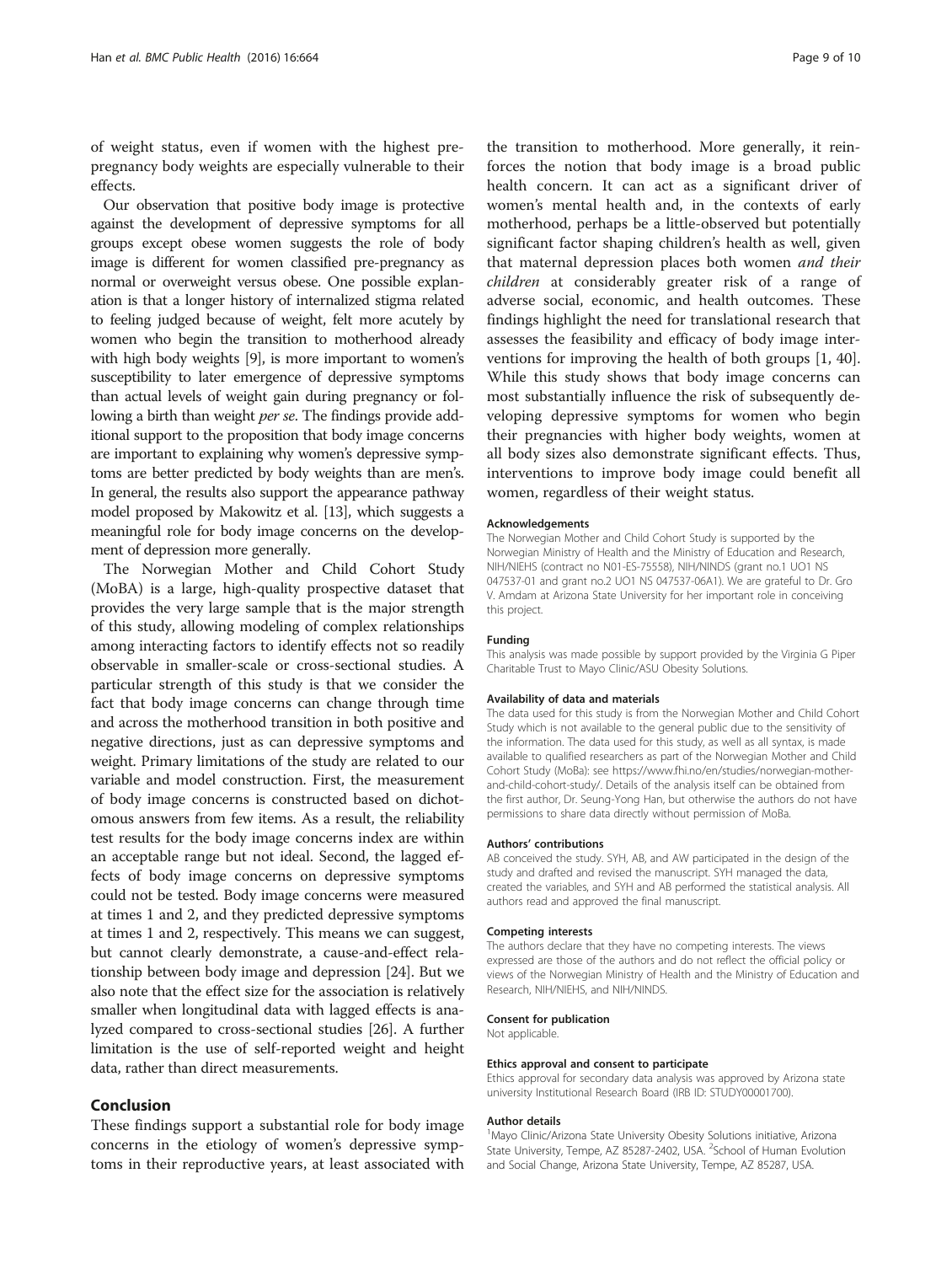of weight status, even if women with the highest pre-pregnancy body weights are especially vulnerable to their effects.

Our observation that positive body image is protective against the development of depressive symptoms for all groups except obese women suggests the role of body image is different for women classified pre-pregnancy as normal or overweight versus obese. One possible explanation is that a longer history of internalized stigma related to feeling judged because of weight, felt more acutely by women who begin the transition to motherhood already with high body weights [9], is more important to women's susceptibility to later emergence of depressive symptoms than actual levels of weight gain during pregnancy or following a birth than weight *per se*. The findings provide additional support to the proposition that body image concerns are important to explaining why women's depressive symptoms are better predicted by body weights than are men's. In general, the results also support the appearance pathway model proposed by Makowitz et al. [13], which suggests a meaningful role for body image concerns on the development of depression more generally.

The Norwegian Mother and Child Cohort Study (MoBA) is a large, high-quality prospective dataset that provides the very large sample that is the major strength of this study, allowing modeling of complex relationships among interacting factors to identify effects not so readily observable in smaller-scale or cross-sectional studies. A particular strength of this study is that we consider the fact that body image concerns can change through time and across the motherhood transition in both positive and negative directions, just as can depressive symptoms and weight. Primary limitations of the study are related to our variable and model construction. First, the measurement of body image concerns is constructed based on dichotomous answers from few items. As a result, the reliability test results for the body image concerns index are within an acceptable range but not ideal. Second, the lagged effects of body image concerns on depressive symptoms could not be tested. Body image concerns were measured at times 1 and 2, and they predicted depressive symptoms at times 1 and 2, respectively. This means we can suggest, but cannot clearly demonstrate, a cause-and-effect relationship between body image and depression [24]. But we also note that the effect size for the association is relatively smaller when longitudinal data with lagged effects is analyzed compared to cross-sectional studies [26]. A further limitation is the use of self-reported weight and height data, rather than direct measurements.

## Conclusion

These findings support a substantial role for body image concerns in the etiology of women's depressive symptoms in their reproductive years, at least associated with the transition to motherhood. More generally, it reinforces the notion that body image is a broad public health concern. It can act as a significant driver of women's mental health and, in the contexts of early motherhood, perhaps be a little-observed but potentially significant factor shaping children's health as well, given that maternal depression places both women *and their children* at considerably greater risk of a range of adverse social, economic, and health outcomes. These findings highlight the need for translational research that assesses the feasibility and efficacy of body image interventions for improving the health of both groups [1, 40]. While this study shows that body image concerns can most substantially influence the risk of subsequently developing depressive symptoms for women who begin their pregnancies with higher body weights, women at all body sizes also demonstrate significant effects. Thus, interventions to improve body image could benefit all women, regardless of their weight status.

#### Acknowledgements

The Norwegian Mother and Child Cohort Study is supported by the Norwegian Ministry of Health and the Ministry of Education and Research, NIH/NIEHS (contract no N01-ES-75558), NIH/NINDS (grant no.1 UO1 NS 047537-01 and grant no.2 UO1 NS 047537-06A1). We are grateful to Dr. Gro V. Amdam at Arizona State University for her important role in conceiving this project.

#### Funding

This analysis was made possible by support provided by the Virginia G Piper Charitable Trust to Mayo Clinic/ASU Obesity Solutions.

#### Availability of data and materials

The data used for this study is from the Norwegian Mother and Child Cohort Study which is not available to the general public due to the sensitivity of the information. The data used for this study, as well as all syntax, is made available to qualified researchers as part of the Norwegian Mother and Child Cohort Study (MoBa): see https://www.fhi.no/en/studies/norwegian-mother-and-child-cohort-study/. Details of the analysis itself can be obtained from the first author, Dr. Seung-Yong Han, but otherwise the authors do not have permissions to share data directly without permission of MoBa.

#### Authors' contributions

AB conceived the study. SYH, AB, and AW participated in the design of the study and drafted and revised the manuscript. SYH managed the data, created the variables, and SYH and AB performed the statistical analysis. All authors read and approved the final manuscript.

#### Competing interests

The authors declare that they have no competing interests. The views expressed are those of the authors and do not reflect the official policy or views of the Norwegian Ministry of Health and the Ministry of Education and Research, NIH/NIEHS, and NIH/NINDS.

#### Consent for publication

Not applicable.

#### Ethics approval and consent to participate

Ethics approval for secondary data analysis was approved by Arizona state university Institutional Research Board (IRB ID: STUDY00001700).

#### Author details

[1]Mayo Clinic/Arizona State University Obesity Solutions initiative, Arizona State University, Tempe, AZ 85287-2402, USA. [2]School of Human Evolution and Social Change, Arizona State University, Tempe, AZ 85287, USA.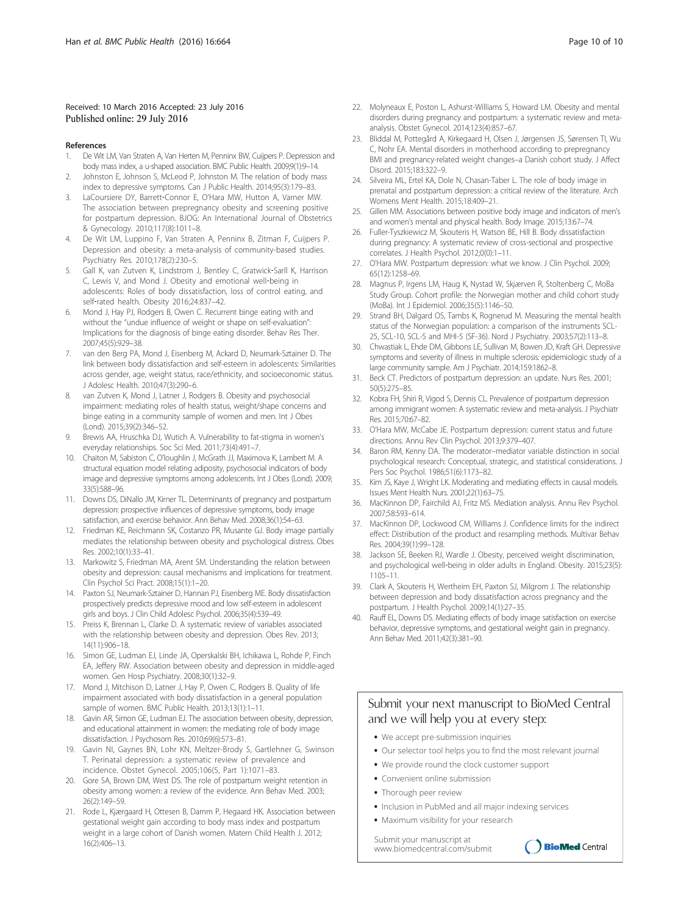Received: 10 March 2016 Accepted: 23 July 2016
Published online: 29 July 2016

## References

1. De Wit LM, Van Straten A, Van Herten M, Penninx BW, Cuijpers P. Depression and body mass index, a u-shaped association. BMC Public Health. 2009;9(1):9–14.
2. Johnston E, Johnson S, McLeod P, Johnston M. The relation of body mass index to depressive symptoms. Can J Public Health. 2014;95(3):179–83.
3. LaCoursiere DY, Barrett-Connor E, O'Hara MW, Hutton A, Varner MW. The association between prepregnancy obesity and screening positive for postpartum depression. BJOG: An International Journal of Obstetrics & Gynecology. 2010;117(8):1011–8.
4. De Wit LM, Luppino F, Van Straten A, Penninx B, Zitman F, Cuijpers P. Depression and obesity: a meta-analysis of community-based studies. Psychiatry Res. 2010;178(2):230–5.
5. Gall K, van Zutven K, Lindstrom J, Bentley C, Gratwick-Sarll K, Harrison C, Lewis V, and Mond J. Obesity and emotional well-being in adolescents: Roles of body dissatisfaction, loss of control eating, and self-rated health. Obesity 2016;24:837–42.
6. Mond J, Hay PJ, Rodgers B, Owen C. Recurrent binge eating with and without the "undue influence of weight or shape on self-evaluation": Implications for the diagnosis of binge eating disorder. Behav Res Ther. 2007;45(5):929–38.
7. van den Berg PA, Mond J, Eisenberg M, Ackard D, Neumark-Sztainer D. The link between body dissatisfaction and self-esteem in adolescents: Similarities across gender, age, weight status, race/ethnicity, and socioeconomic status. J Adolesc Health. 2010;47(3):290–6.
8. van Zutven K, Mond J, Latner J, Rodgers B. Obesity and psychosocial impairment: mediating roles of health status, weight/shape concerns and binge eating in a community sample of women and men. Int J Obes (Lond). 2015;39(2):346–52.
9. Brewis AA, Hruschka DJ, Wutich A. Vulnerability to fat-stigma in women's everyday relationships. Soc Sci Med. 2011;73(4):491–7.
10. Chaiton M, Sabiston C, O'loughlin J, McGrath JJ, Maximova K, Lambert M. A structural equation model relating adiposity, psychosocial indicators of body image and depressive symptoms among adolescents. Int J Obes (Lond). 2009;33(5):588–96.
11. Downs DS, DiNallo JM, Kirner TL. Determinants of pregnancy and postpartum depression: prospective influences of depressive symptoms, body image satisfaction, and exercise behavior. Ann Behav Med. 2008;36(1):54–63.
12. Friedman KE, Reichmann SK, Costanzo PR, Musante GJ. Body image partially mediates the relationship between obesity and psychological distress. Obes Res. 2002;10(1):33–41.
13. Markowitz S, Friedman MA, Arent SM. Understanding the relation between obesity and depression: causal mechanisms and implications for treatment. Clin Psychol Sci Pract. 2008;15(1):1–20.
14. Paxton SJ, Neumark-Sztainer D, Hannan PJ, Eisenberg ME. Body dissatisfaction prospectively predicts depressive mood and low self-esteem in adolescent girls and boys. J Clin Child Adolesc Psychol. 2006;35(4):539–49.
15. Preiss K, Brennan L, Clarke D. A systematic review of variables associated with the relationship between obesity and depression. Obes Rev. 2013;14(11):906–18.
16. Simon GE, Ludman EJ, Linde JA, Operskalski BH, Ichikawa L, Rohde P, Finch EA, Jeffery RW. Association between obesity and depression in middle-aged women. Gen Hosp Psychiatry. 2008;30(1):32–9.
17. Mond J, Mitchison D, Latner J, Hay P, Owen C, Rodgers B. Quality of life impairment associated with body dissatisfaction in a general population sample of women. BMC Public Health. 2013;13(1):1–11.
18. Gavin AR, Simon GE, Ludman EJ. The association between obesity, depression, and educational attainment in women: the mediating role of body image dissatisfaction. J Psychosom Res. 2010;69(6):573–81.
19. Gavin NI, Gaynes BN, Lohr KN, Meltzer-Brody S, Gartlehner G, Swinson T. Perinatal depression: a systematic review of prevalence and incidence. Obstet Gynecol. 2005;106(5, Part 1):1071–83.
20. Gore SA, Brown DM, West DS. The role of postpartum weight retention in obesity among women: a review of the evidence. Ann Behav Med. 2003;26(2):149–59.
21. Rode L, Kjærgaard H, Ottesen B, Damm P, Hegaard HK. Association between gestational weight gain according to body mass index and postpartum weight in a large cohort of Danish women. Matern Child Health J. 2012;16(2):406–13.
22. Molyneaux E, Poston L, Ashurst-Williams S, Howard LM. Obesity and mental disorders during pregnancy and postpartum: a systematic review and meta-analysis. Obstet Gynecol. 2014;123(4):857–67.
23. Bliddal M, Pottegård A, Kirkegaard H, Olsen J, Jørgensen JS, Sørensen TI, Wu C, Nohr EA. Mental disorders in motherhood according to prepregnancy BMI and pregnancy-related weight changes–a Danish cohort study. J Affect Disord. 2015;183:322–9.
24. Silveira ML, Ertel KA, Dole N, Chasan-Taber L. The role of body image in prenatal and postpartum depression: a critical review of the literature. Arch Womens Ment Health. 2015;18:409–21.
25. Gillen MM. Associations between positive body image and indicators of men's and women's mental and physical health. Body Image. 2015;13:67–74.
26. Fuller-Tyszkiewicz M, Skouteris H, Watson BE, Hill B. Body dissatisfaction during pregnancy: A systematic review of cross-sectional and prospective correlates. J Health Psychol. 2012;0(0):1–11.
27. O'Hara MW. Postpartum depression: what we know. J Clin Psychol. 2009;65(12):1258–69.
28. Magnus P, Irgens LM, Haug K, Nystad W, Skjærven R, Stoltenberg C, MoBa Study Group. Cohort profile: the Norwegian mother and child cohort study (MoBa). Int J Epidemiol. 2006;35(5):1146–50.
29. Strand BH, Dalgard OS, Tambs K, Rognerud M. Measuring the mental health status of the Norwegian population: a comparison of the instruments SCL-25, SCL-10, SCL-5 and MHI-5 (SF-36). Nord J Psychiatry. 2003;57(2):113–8.
30. Chwastiak L, Ehde DM, Gibbons LE, Sullivan M, Bowen JD, Kraft GH. Depressive symptoms and severity of illness in multiple sclerosis: epidemiologic study of a large community sample. Am J Psychiatr. 2014;159:1862–8.
31. Beck CT. Predictors of postpartum depression: an update. Nurs Res. 2001;50(5):275–85.
32. Kobra FH, Shiri R, Vigod S, Dennis CL. Prevalence of postpartum depression among immigrant women: A systematic review and meta-analysis. J Psychiatr Res. 2015;70:67–82.
33. O'Hara MW, McCabe JE. Postpartum depression: current status and future directions. Annu Rev Clin Psychol. 2013;9:379–407.
34. Baron RM, Kenny DA. The moderator–mediator variable distinction in social psychological research: Conceptual, strategic, and statistical considerations. J Pers Soc Psychol. 1986;51(6):1173–82.
35. Kim JS, Kaye J, Wright LK. Moderating and mediating effects in causal models. Issues Ment Health Nurs. 2001;22(1):63–75.
36. MacKinnon DP, Fairchild AJ, Fritz MS. Mediation analysis. Annu Rev Psychol. 2007;58:593–614.
37. MacKinnon DP, Lockwood CM, Williams J. Confidence limits for the indirect effect: Distribution of the product and resampling methods. Multivar Behav Res. 2004;39(1):99–128.
38. Jackson SE, Beeken RJ, Wardle J. Obesity, perceived weight discrimination, and psychological well-being in older adults in England. Obesity. 2015;23(5):1105–11.
39. Clark A, Skouteris H, Wertheim EH, Paxton SJ, Milgrom J. The relationship between depression and body dissatisfaction across pregnancy and the postpartum. J Health Psychol. 2009;14(1):27–35.
40. Rauff EL, Downs DS. Mediating effects of body image satisfaction on exercise behavior, depressive symptoms, and gestational weight gain in pregnancy. Ann Behav Med. 2011;42(3):381–90.

Submit your next manuscript to BioMed Central and we will help you at every step:

- We accept pre-submission inquiries
- Our selector tool helps you to find the most relevant journal
- We provide round the clock customer support
- Convenient online submission
- Thorough peer review
- Inclusion in PubMed and all major indexing services
- Maximum visibility for your research

Submit your manuscript at
www.biomedcentral.com/submit

BioMed Central